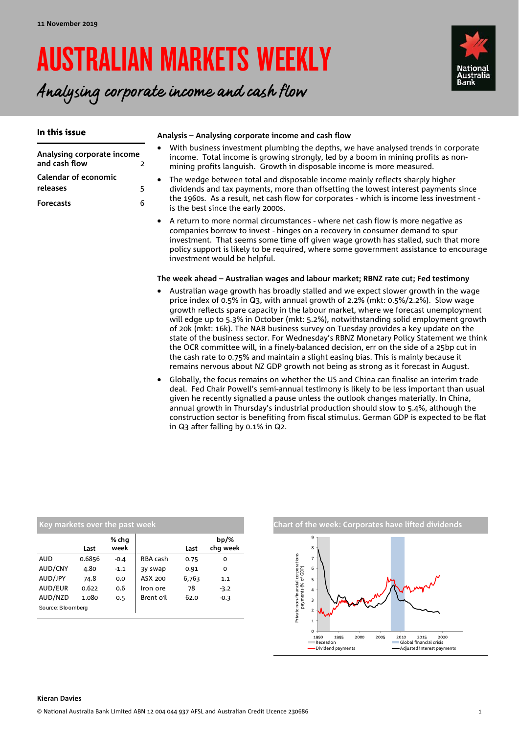11 November 2019

# AUSTRALIAN MARKETS WEEKLY

## *Analysing corporate income and cash flow*

### In this issue

| | |
|---|---|
| Analysing corporate income and cash flow | 2 |
| Calendar of economic releases | 5 |
| Forecasts | 6 |

### Analysis – Analysing corporate income and cash flow

- With business investment plumbing the depths, we have analysed trends in corporate income. Total income is growing strongly, led by a boom in mining profits as non-mining profits languish. Growth in disposable income is more measured.
- The wedge between total and disposable income mainly reflects sharply higher dividends and tax payments, more than offsetting the lowest interest payments since the 1960s. As a result, net cash flow for corporates - which is income less investment - is the best since the early 2000s.
- A return to more normal circumstances - where net cash flow is more negative as companies borrow to invest - hinges on a recovery in consumer demand to spur investment. That seems some time off given wage growth has stalled, such that more policy support is likely to be required, where some government assistance to encourage investment would be helpful.

### The week ahead – Australian wages and labour market; RBNZ rate cut; Fed testimony

- Australian wage growth has broadly stalled and we expect slower growth in the wage price index of 0.5% in Q3, with annual growth of 2.2% (mkt: 0.5%/2.2%). Slow wage growth reflects spare capacity in the labour market, where we forecast unemployment will edge up to 5.3% in October (mkt: 5.2%), notwithstanding solid employment growth of 20k (mkt: 16k). The NAB business survey on Tuesday provides a key update on the state of the business sector. For Wednesday's RBNZ Monetary Policy Statement we think the OCR committee will, in a finely-balanced decision, err on the side of a 25bp cut in the cash rate to 0.75% and maintain a slight easing bias. This is mainly because it remains nervous about NZ GDP growth not being as strong as it forecast in August.
- Globally, the focus remains on whether the US and China can finalise an interim trade deal. Fed Chair Powell's semi-annual testimony is likely to be less important than usual given he recently signalled a pause unless the outlook changes materially. In China, annual growth in Thursday's industrial production should slow to 5.4%, although the construction sector is benefiting from fiscal stimulus. German GDP is expected to be flat in Q3 after falling by 0.1% in Q2.

### Key markets over the past week

| | Last | % chg week | | Last | bp/% chg week |
|---|---|---|---|---|---|
| AUD | 0.6856 | -0.4 | RBA cash | 0.75 | 0 |
| AUD/CNY | 4.80 | -1.1 | 3y swap | 0.91 | 0 |
| AUD/JPY | 74.8 | 0.0 | ASX 200 | 6,763 | 1.1 |
| AUD/EUR | 0.622 | 0.6 | Iron ore | 78 | -3.2 |
| AUD/NZD | 1.080 | 0.5 | Brent oil | 62.0 | -0.3 |

Source: Bloomberg

### Chart of the week: Corporates have lifted dividends

Kieran Davies

© National Australia Bank Limited ABN 12 004 044 937 AFSL and Australian Credit Licence 230686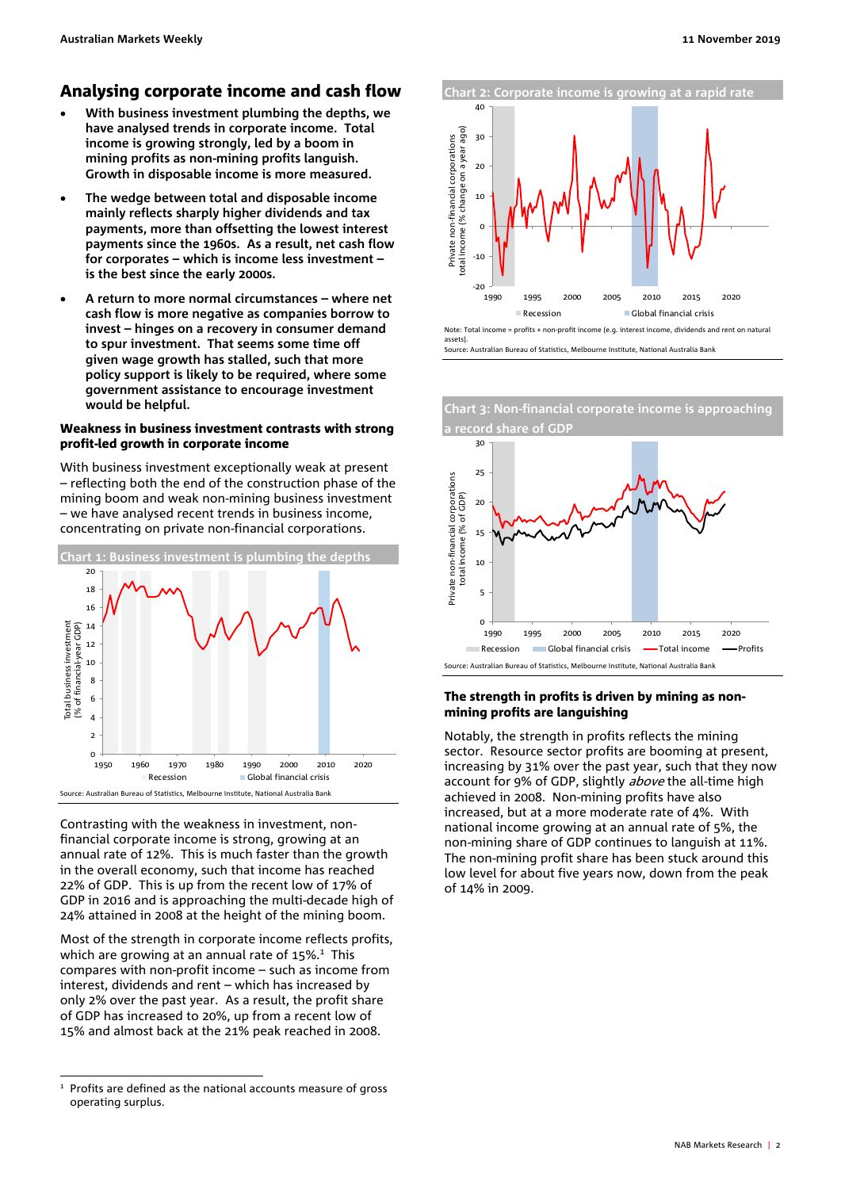## Analysing corporate income and cash flow

- **With business investment plumbing the depths, we have analysed trends in corporate income. Total income is growing strongly, led by a boom in mining profits as non-mining profits languish. Growth in disposable income is more measured.**
- **The wedge between total and disposable income mainly reflects sharply higher dividends and tax payments, more than offsetting the lowest interest payments since the 1960s. As a result, net cash flow for corporates – which is income less investment – is the best since the early 2000s.**
- **A return to more normal circumstances – where net cash flow is more negative as companies borrow to invest – hinges on a recovery in consumer demand to spur investment. That seems some time off given wage growth has stalled, such that more policy support is likely to be required, where some government assistance to encourage investment would be helpful.**

### Weakness in business investment contrasts with strong profit-led growth in corporate income

With business investment exceptionally weak at present – reflecting both the end of the construction phase of the mining boom and weak non-mining business investment – we have analysed recent trends in business income, concentrating on private non-financial corporations.

Chart 1: Business investment is plumbing the depths

Source: Australian Bureau of Statistics, Melbourne Institute, National Australia Bank

Contrasting with the weakness in investment, non-financial corporate income is strong, growing at an annual rate of 12%. This is much faster than the growth in the overall economy, such that income has reached 22% of GDP. This is up from the recent low of 17% of GDP in 2016 and is approaching the multi-decade high of 24% attained in 2008 at the height of the mining boom.

Most of the strength in corporate income reflects profits, which are growing at an annual rate of 15%.[1] This compares with non-profit income – such as income from interest, dividends and rent – which has increased by only 2% over the past year. As a result, the profit share of GDP has increased to 20%, up from a recent low of 15% and almost back at the 21% peak reached in 2008.

Chart 2: Corporate income is growing at a rapid rate

Note: Total income = profits + non-profit income (e.g. interest income, dividends and rent on natural assets).
Source: Australian Bureau of Statistics, Melbourne Institute, National Australia Bank

Chart 3: Non-financial corporate income is approaching a record share of GDP

Source: Australian Bureau of Statistics, Melbourne Institute, National Australia Bank

### The strength in profits is driven by mining as non-mining profits are languishing

Notably, the strength in profits reflects the mining sector. Resource sector profits are booming at present, increasing by 31% over the past year, such that they now account for 9% of GDP, slightly *above* the all-time high achieved in 2008. Non-mining profits have also increased, but at a more moderate rate of 4%. With national income growing at an annual rate of 5%, the non-mining share of GDP continues to languish at 11%. The non-mining profit share has been stuck around this low level for about five years now, down from the peak of 14% in 2009.

[1] Profits are defined as the national accounts measure of gross operating surplus.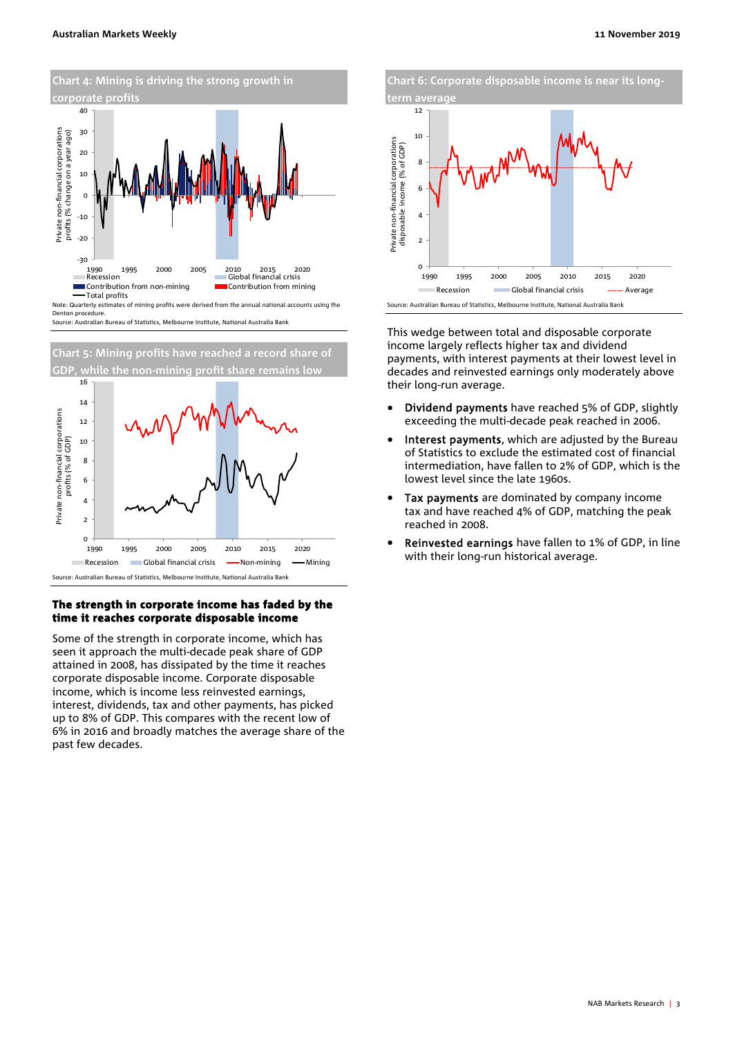**Chart 4: Mining is driving the strong growth in corporate profits**

Note: Quarterly estimates of mining profits were derived from the annual national accounts using the Denton procedure.

Source: Australian Bureau of Statistics, Melbourne Institute, National Australia Bank

**Chart 5: Mining profits have reached a record share of GDP, while the non-mining profit share remains low**

Source: Australian Bureau of Statistics, Melbourne Institute, National Australia Bank

## The strength in corporate income has faded by the time it reaches corporate disposable income

Some of the strength in corporate income, which has seen it approach the multi-decade peak share of GDP attained in 2008, has dissipated by the time it reaches corporate disposable income. Corporate disposable income, which is income less reinvested earnings, interest, dividends, tax and other payments, has picked up to 8% of GDP. This compares with the recent low of 6% in 2016 and broadly matches the average share of the past few decades.

**Chart 6: Corporate disposable income is near its long-term average**

Source: Australian Bureau of Statistics, Melbourne Institute, National Australia Bank

This wedge between total and disposable corporate income largely reflects higher tax and dividend payments, with interest payments at their lowest level in decades and reinvested earnings only moderately above their long-run average.

- **Dividend payments** have reached 5% of GDP, slightly exceeding the multi-decade peak reached in 2006.
- **Interest payments**, which are adjusted by the Bureau of Statistics to exclude the estimated cost of financial intermediation, have fallen to 2% of GDP, which is the lowest level since the late 1960s.
- **Tax payments** are dominated by company income tax and have reached 4% of GDP, matching the peak reached in 2008.
- **Reinvested earnings** have fallen to 1% of GDP, in line with their long-run historical average.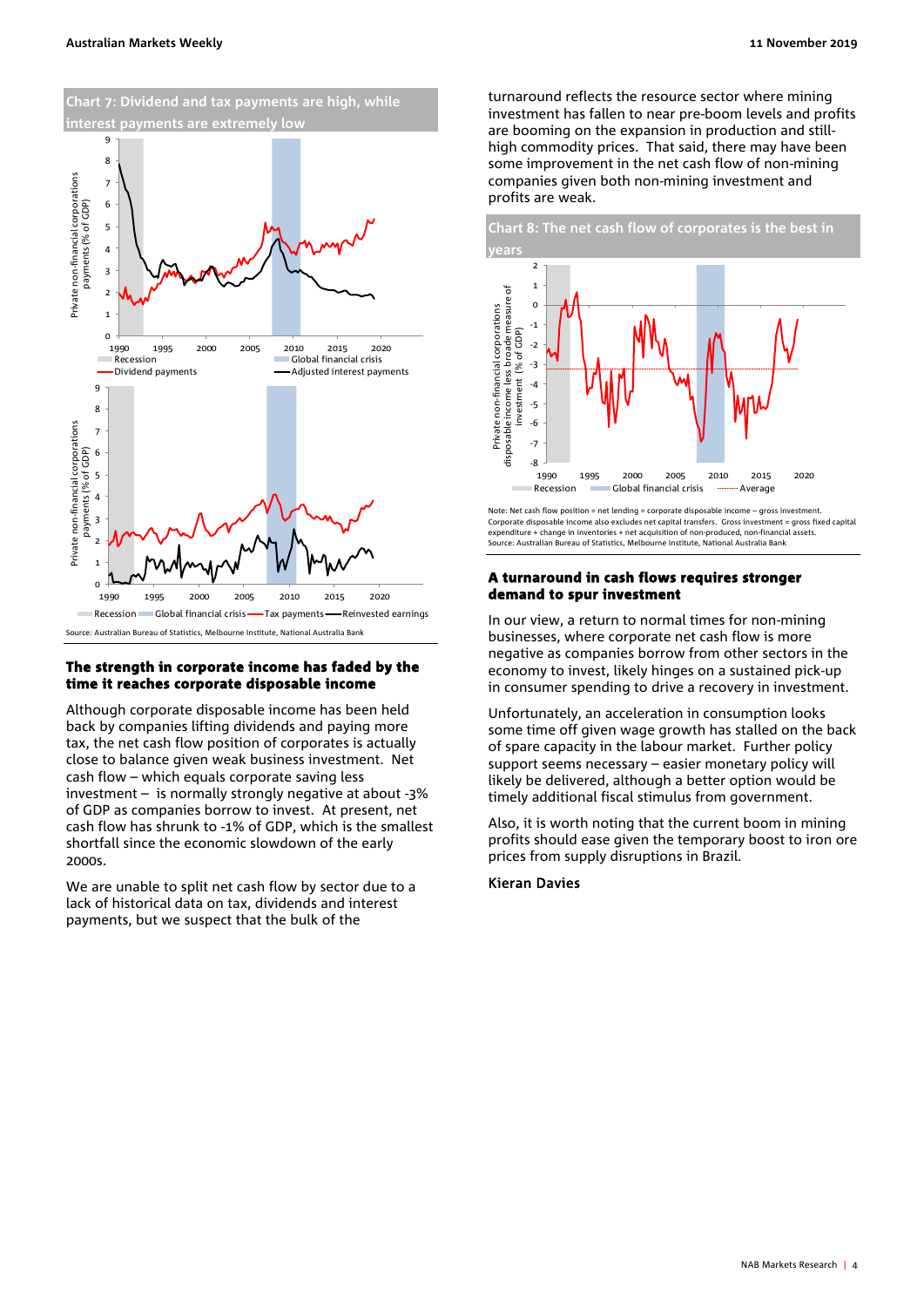**Chart 7: Dividend and tax payments are high, while interest payments are extremely low**

Source: Australian Bureau of Statistics, Melbourne Institute, National Australia Bank

### The strength in corporate income has faded by the time it reaches corporate disposable income

Although corporate disposable income has been held back by companies lifting dividends and paying more tax, the net cash flow position of corporates is actually close to balance given weak business investment. Net cash flow – which equals corporate saving less investment – is normally strongly negative at about -3% of GDP as companies borrow to invest. At present, net cash flow has shrunk to -1% of GDP, which is the smallest shortfall since the economic slowdown of the early 2000s.

We are unable to split net cash flow by sector due to a lack of historical data on tax, dividends and interest payments, but we suspect that the bulk of the turnaround reflects the resource sector where mining investment has fallen to near pre-boom levels and profits are booming on the expansion in production and still-high commodity prices. That said, there may have been some improvement in the net cash flow of non-mining companies given both non-mining investment and profits are weak.

**Chart 8: The net cash flow of corporates is the best in years**

Note: Net cash flow position = net lending = corporate disposable income – gross investment. Corporate disposable income also excludes net capital transfers. Gross investment = gross fixed capital expenditure + change in inventories + net acquisition of non-produced, non-financial assets.
Source: Australian Bureau of Statistics, Melbourne Institute, National Australia Bank

### A turnaround in cash flows requires stronger demand to spur investment

In our view, a return to normal times for non-mining businesses, where corporate net cash flow is more negative as companies borrow from other sectors in the economy to invest, likely hinges on a sustained pick-up in consumer spending to drive a recovery in investment.

Unfortunately, an acceleration in consumption looks some time off given wage growth has stalled on the back of spare capacity in the labour market. Further policy support seems necessary – easier monetary policy will likely be delivered, although a better option would be timely additional fiscal stimulus from government.

Also, it is worth noting that the current boom in mining profits should ease given the temporary boost to iron ore prices from supply disruptions in Brazil.

**Kieran Davies**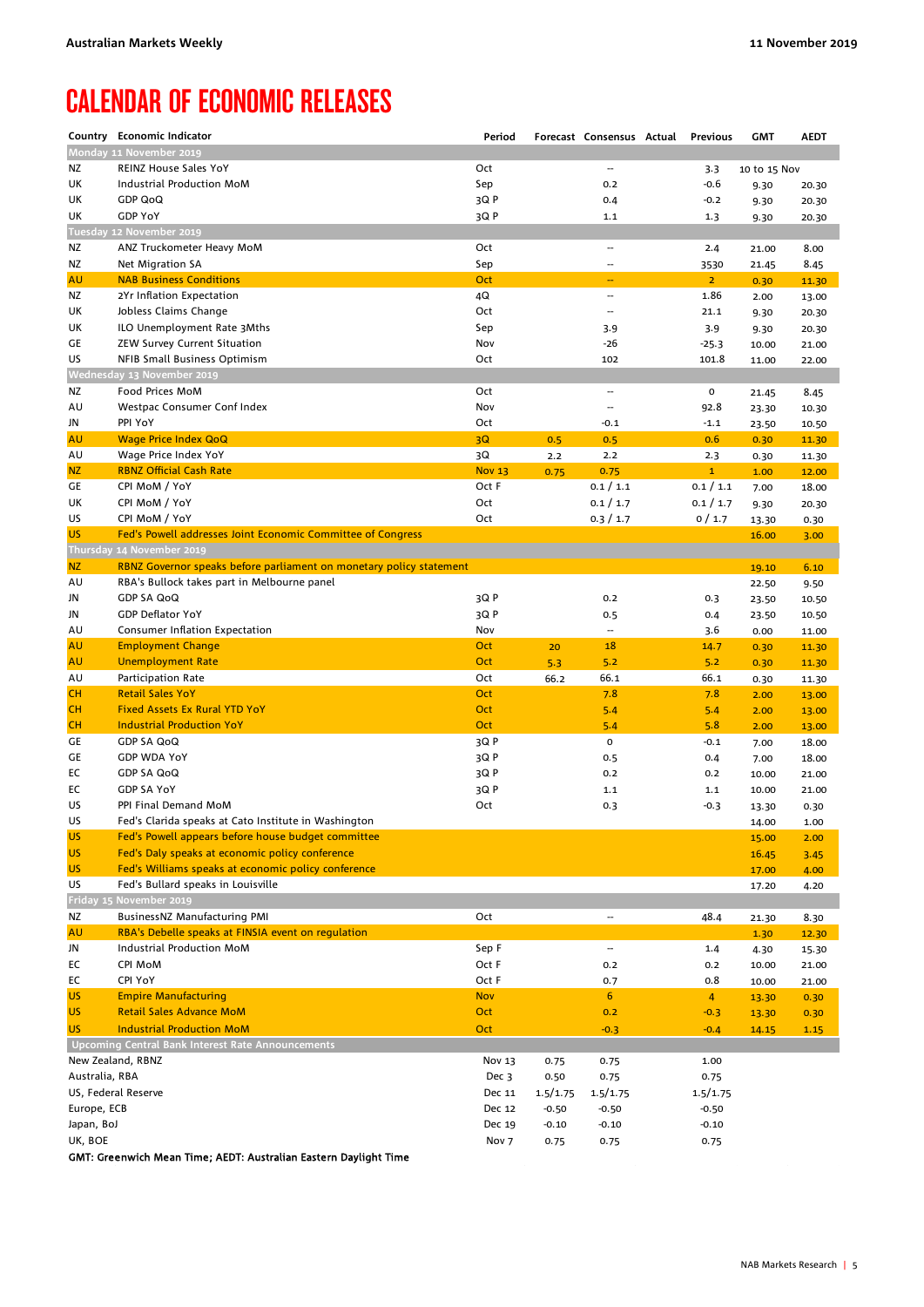# CALENDAR OF ECONOMIC RELEASES

| Country | Economic Indicator | Period | Forecast | Consensus | Actual | Previous | GMT | AEDT |
|---|---|---|---|---|---|---|---|---|
| **Monday 11 November 2019** | | | | | | | | |
| NZ | REINZ House Sales YoY | Oct | | -- | | 3.3 | 10 to 15 Nov | |
| UK | Industrial Production MoM | Sep | | 0.2 | | -0.6 | 9.30 | 20.30 |
| UK | GDP QoQ | 3Q P | | 0.4 | | -0.2 | 9.30 | 20.30 |
| UK | GDP YoY | 3Q P | | 1.1 | | 1.3 | 9.30 | 20.30 |
| **Tuesday 12 November 2019** | | | | | | | | |
| NZ | ANZ Truckometer Heavy MoM | Oct | | -- | | 2.4 | 21.00 | 8.00 |
| NZ | Net Migration SA | Sep | | -- | | 3530 | 21.45 | 8.45 |
| AU | NAB Business Conditions | Oct | | -- | | 2 | 0.30 | 11.30 |
| NZ | 2Yr Inflation Expectation | 4Q | | -- | | 1.86 | 2.00 | 13.00 |
| UK | Jobless Claims Change | Oct | | -- | | 21.1 | 9.30 | 20.30 |
| UK | ILO Unemployment Rate 3Mths | Sep | | 3.9 | | 3.9 | 9.30 | 20.30 |
| GE | ZEW Survey Current Situation | Nov | | -26 | | -25.3 | 10.00 | 21.00 |
| US | NFIB Small Business Optimism | Oct | | 102 | | 101.8 | 11.00 | 22.00 |
| **Wednesday 13 November 2019** | | | | | | | | |
| NZ | Food Prices MoM | Oct | | -- | | 0 | 21.45 | 8.45 |
| AU | Westpac Consumer Conf Index | Nov | | -- | | 92.8 | 23.30 | 10.30 |
| JN | PPI YoY | Oct | | -0.1 | | -1.1 | 23.50 | 10.50 |
| AU | Wage Price Index QoQ | 3Q | 0.5 | 0.5 | | 0.6 | 0.30 | 11.30 |
| AU | Wage Price Index YoY | 3Q | 2.2 | 2.2 | | 2.3 | 0.30 | 11.30 |
| NZ | RBNZ Official Cash Rate | Nov 13 | 0.75 | 0.75 | | 1 | 1.00 | 12.00 |
| GE | CPI MoM / YoY | Oct F | | 0.1 / 1.1 | | 0.1 / 1.1 | 7.00 | 18.00 |
| UK | CPI MoM / YoY | Oct | | 0.1 / 1.7 | | 0.1 / 1.7 | 9.30 | 20.30 |
| US | CPI MoM / YoY | Oct | | 0.3 / 1.7 | | 0 / 1.7 | 13.30 | 0.30 |
| US | Fed's Powell addresses Joint Economic Committee of Congress | | | | | | 16.00 | 3.00 |
| **Thursday 14 November 2019** | | | | | | | | |
| NZ | RBNZ Governor speaks before parliament on monetary policy statement | | | | | | 19.10 | 6.10 |
| AU | RBA's Bullock takes part in Melbourne panel | | | | | | 22.50 | 9.50 |
| JN | GDP SA QoQ | 3Q P | | 0.2 | | 0.3 | 23.50 | 10.50 |
| JN | GDP Deflator YoY | 3Q P | | 0.5 | | 0.4 | 23.50 | 10.50 |
| AU | Consumer Inflation Expectation | Nov | | -- | | 3.6 | 0.00 | 11.00 |
| AU | Employment Change | Oct | 20 | 18 | | 14.7 | 0.30 | 11.30 |
| AU | Unemployment Rate | Oct | 5.3 | 5.2 | | 5.2 | 0.30 | 11.30 |
| AU | Participation Rate | Oct | 66.2 | 66.1 | | 66.1 | 0.30 | 11.30 |
| CH | Retail Sales YoY | Oct | | 7.8 | | 7.8 | 2.00 | 13.00 |
| CH | Fixed Assets Ex Rural YTD YoY | Oct | | 5.4 | | 5.4 | 2.00 | 13.00 |
| CH | Industrial Production YoY | Oct | | 5.4 | | 5.8 | 2.00 | 13.00 |
| GE | GDP SA QoQ | 3Q P | | 0 | | -0.1 | 7.00 | 18.00 |
| GE | GDP WDA YoY | 3Q P | | 0.5 | | 0.4 | 7.00 | 18.00 |
| EC | GDP SA QoQ | 3Q P | | 0.2 | | 0.2 | 10.00 | 21.00 |
| EC | GDP SA YoY | 3Q P | | 1.1 | | 1.1 | 10.00 | 21.00 |
| US | PPI Final Demand MoM | Oct | | 0.3 | | -0.3 | 13.30 | 0.30 |
| US | Fed's Clarida speaks at Cato Institute in Washington | | | | | | 14.00 | 1.00 |
| US | Fed's Powell appears before house budget committee | | | | | | 15.00 | 2.00 |
| US | Fed's Daly speaks at economic policy conference | | | | | | 16.45 | 3.45 |
| US | Fed's Williams speaks at economic policy conference | | | | | | 17.00 | 4.00 |
| US | Fed's Bullard speaks in Louisville | | | | | | 17.20 | 4.20 |
| **Friday 15 November 2019** | | | | | | | | |
| NZ | BusinessNZ Manufacturing PMI | Oct | | -- | | 48.4 | 21.30 | 8.30 |
| AU | RBA's Debelle speaks at FINSIA event on regulation | | | | | | 1.30 | 12.30 |
| JN | Industrial Production MoM | Sep F | | -- | | 1.4 | 4.30 | 15.30 |
| EC | CPI MoM | Oct F | | 0.2 | | 0.2 | 10.00 | 21.00 |
| EC | CPI YoY | Oct F | | 0.7 | | 0.8 | 10.00 | 21.00 |
| US | Empire Manufacturing | Nov | | 6 | | 4 | 13.30 | 0.30 |
| US | Retail Sales Advance MoM | Oct | | 0.2 | | -0.3 | 13.30 | 0.30 |
| US | Industrial Production MoM | Oct | | -0.3 | | -0.4 | 14.15 | 1.15 |
| **Upcoming Central Bank Interest Rate Announcements** | | | | | | | | |
| New Zealand, RBNZ | | Nov 13 | 0.75 | 0.75 | | 1.00 | | |
| Australia, RBA | | Dec 3 | 0.50 | 0.75 | | 0.75 | | |
| US, Federal Reserve | | Dec 11 | 1.5/1.75 | 1.5/1.75 | | 1.5/1.75 | | |
| Europe, ECB | | Dec 12 | -0.50 | -0.50 | | -0.50 | | |
| Japan, BoJ | | Dec 19 | -0.10 | -0.10 | | -0.10 | | |
| UK, BOE | | Nov 7 | 0.75 | 0.75 | | 0.75 | | |

**GMT: Greenwich Mean Time; AEDT: Australian Eastern Daylight Time**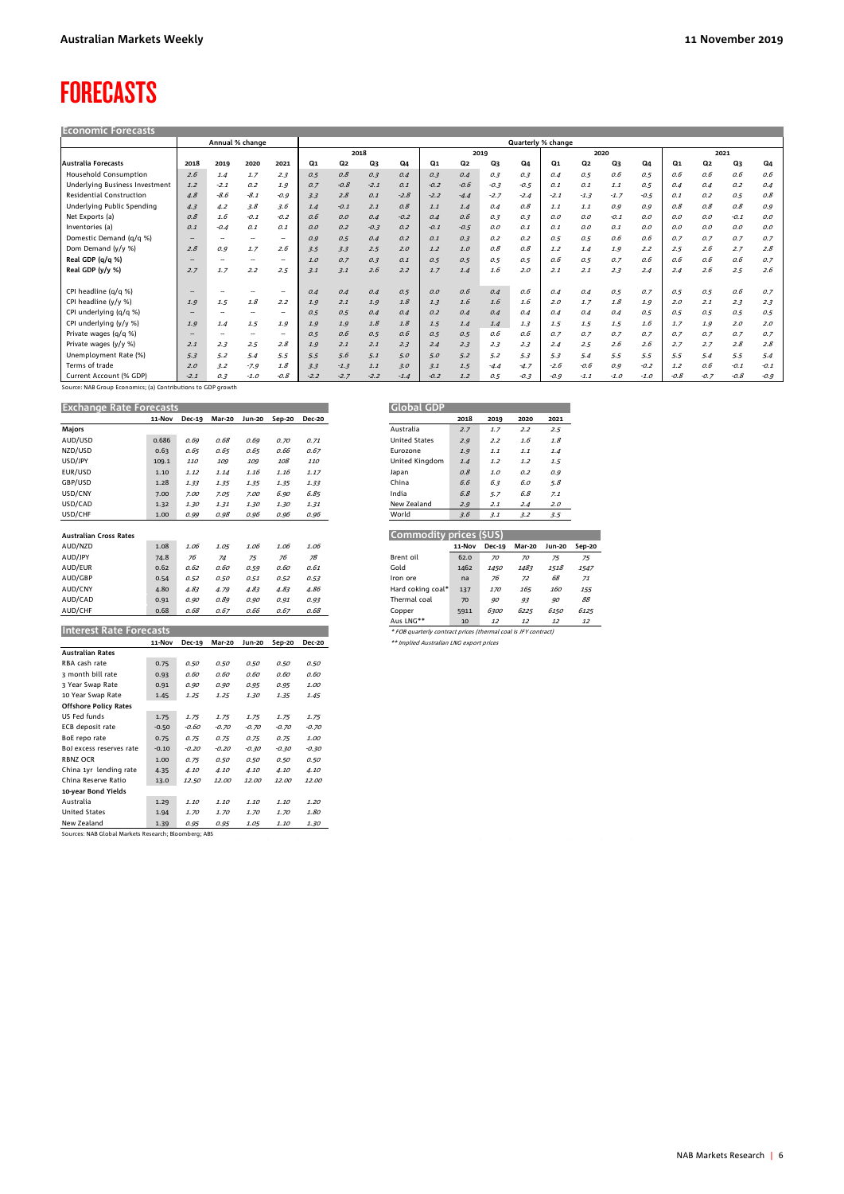# FORECASTS

## Economic Forecasts

| | Annual % change | | | | Quarterly % change | | | | | | | | | | | | | | | |
|---|---|---|---|---|---|---|---|---|---|---|---|---|---|---|---|---|---|---|---|---|
| | | | | | 2018 | | | | 2019 | | | | 2020 | | | | 2021 | | | |
| **Australia Forecasts** | 2018 | 2019 | 2020 | 2021 | Q1 | Q2 | Q3 | Q4 | Q1 | Q2 | Q3 | Q4 | Q1 | Q2 | Q3 | Q4 | Q1 | Q2 | Q3 | Q4 |
| Household Consumption | 2.6 | 1.4 | 1.7 | 2.3 | 0.5 | 0.8 | 0.3 | 0.4 | 0.3 | 0.4 | 0.3 | 0.3 | 0.4 | 0.5 | 0.6 | 0.5 | 0.6 | 0.6 | 0.6 | 0.6 |
| Underlying Business Investment | 1.2 | -2.1 | 0.2 | 1.9 | 0.7 | -0.8 | -2.1 | 0.1 | -0.2 | -0.6 | -0.3 | -0.5 | 0.1 | 0.1 | 1.1 | 0.5 | 0.4 | 0.4 | 0.2 | 0.4 |
| Residential Construction | 4.8 | -8.6 | -8.1 | -0.9 | 3.3 | 2.8 | 0.1 | -2.8 | -2.2 | -4.4 | -2.7 | -2.4 | -2.1 | -1.3 | -1.7 | -0.5 | 0.1 | 0.2 | 0.5 | 0.8 |
| Underlying Public Spending | 4.3 | 4.2 | 3.8 | 3.6 | 1.4 | -0.1 | 2.1 | 0.8 | 1.1 | 1.4 | 0.4 | 0.8 | 1.1 | 1.1 | 0.9 | 0.9 | 0.8 | 0.8 | 0.8 | 0.9 |
| Net Exports (a) | 0.8 | 1.6 | -0.1 | -0.2 | 0.6 | 0.0 | 0.4 | -0.2 | 0.4 | 0.6 | 0.3 | 0.3 | 0.0 | 0.0 | -0.1 | 0.0 | 0.0 | 0.0 | -0.1 | 0.0 |
| Inventories (a) | 0.1 | -0.4 | 0.1 | 0.1 | 0.0 | 0.2 | -0.3 | 0.2 | -0.1 | -0.5 | 0.0 | 0.1 | 0.1 | 0.0 | 0.1 | 0.0 | 0.0 | 0.0 | 0.0 | 0.0 |
| Domestic Demand (q/q %) | -- | -- | -- | -- | 0.9 | 0.5 | 0.4 | 0.2 | 0.1 | 0.3 | 0.2 | 0.2 | 0.5 | 0.5 | 0.6 | 0.6 | 0.7 | 0.7 | 0.7 | 0.7 |
| Dom Demand (y/y %) | 2.8 | 0.9 | 1.7 | 2.6 | 3.5 | 3.3 | 2.5 | 2.0 | 1.2 | 1.0 | 0.8 | 0.8 | 1.2 | 1.4 | 1.9 | 2.2 | 2.5 | 2.6 | 2.7 | 2.8 |
| **Real GDP (q/q %)** | -- | -- | -- | -- | 1.0 | 0.7 | 0.3 | 0.1 | 0.5 | 0.5 | 0.5 | 0.5 | 0.6 | 0.5 | 0.7 | 0.6 | 0.6 | 0.6 | 0.6 | 0.7 |
| **Real GDP (y/y %)** | 2.7 | 1.7 | 2.2 | 2.5 | 3.1 | 3.1 | 2.6 | 2.2 | 1.7 | 1.4 | 1.6 | 2.0 | 2.1 | 2.1 | 2.3 | 2.4 | 2.4 | 2.6 | 2.5 | 2.6 |
| CPI headline (q/q %) | -- | -- | -- | -- | 0.4 | 0.4 | 0.4 | 0.5 | 0.0 | 0.6 | 0.4 | 0.6 | 0.4 | 0.4 | 0.5 | 0.7 | 0.5 | 0.5 | 0.6 | 0.7 |
| CPI headline (y/y %) | 1.9 | 1.5 | 1.8 | 2.2 | 1.9 | 2.1 | 1.9 | 1.8 | 1.3 | 1.6 | 1.6 | 1.6 | 2.0 | 1.7 | 1.8 | 1.9 | 2.0 | 2.1 | 2.3 | 2.3 |
| CPI underlying (q/q %) | -- | -- | -- | -- | 0.5 | 0.5 | 0.4 | 0.4 | 0.2 | 0.4 | 0.4 | 0.4 | 0.4 | 0.4 | 0.4 | 0.5 | 0.5 | 0.5 | 0.5 | 0.5 |
| CPI underlying (y/y %) | 1.9 | 1.4 | 1.5 | 1.9 | 1.9 | 1.9 | 1.8 | 1.8 | 1.5 | 1.4 | 1.4 | 1.3 | 1.5 | 1.5 | 1.5 | 1.6 | 1.7 | 1.9 | 2.0 | 2.0 |
| Private wages (q/q %) | -- | -- | -- | -- | 0.5 | 0.6 | 0.5 | 0.6 | 0.5 | 0.5 | 0.6 | 0.6 | 0.7 | 0.7 | 0.7 | 0.7 | 0.7 | 0.7 | 0.7 | 0.7 |
| Private wages (y/y %) | 2.1 | 2.3 | 2.5 | 2.8 | 1.9 | 2.1 | 2.1 | 2.3 | 2.4 | 2.3 | 2.3 | 2.3 | 2.4 | 2.5 | 2.6 | 2.6 | 2.7 | 2.7 | 2.8 | 2.8 |
| Unemployment Rate (%) | 5.3 | 5.2 | 5.4 | 5.5 | 5.5 | 5.6 | 5.1 | 5.0 | 5.0 | 5.2 | 5.2 | 5.3 | 5.3 | 5.4 | 5.5 | 5.5 | 5.5 | 5.4 | 5.5 | 5.4 |
| Terms of trade | 2.0 | 3.2 | -7.9 | 1.8 | 3.3 | -1.3 | 1.1 | 3.0 | 3.1 | 1.5 | -4.4 | -4.7 | -2.6 | -0.6 | 0.9 | -0.2 | 1.2 | 0.6 | -0.1 | -0.1 |
| Current Account (% GDP) | -2.1 | 0.3 | -1.0 | -0.8 | -2.2 | -2.7 | -2.2 | -1.4 | -0.2 | 1.2 | 0.5 | -0.3 | -0.9 | -1.1 | -1.0 | -1.0 | -0.8 | -0.7 | -0.8 | -0.9 |

Source: NAB Group Economics; (a) Contributions to GDP growth

## Exchange Rate Forecasts

| | 11-Nov | Dec-19 | Mar-20 | Jun-20 | Sep-20 | Dec-20 |
|---|---|---|---|---|---|---|
| **Majors** | | | | | | |
| AUD/USD | 0.686 | 0.69 | 0.68 | 0.69 | 0.70 | 0.71 |
| NZD/USD | 0.63 | 0.65 | 0.65 | 0.65 | 0.66 | 0.67 |
| USD/JPY | 109.1 | 110 | 109 | 109 | 108 | 110 |
| EUR/USD | 1.10 | 1.12 | 1.14 | 1.16 | 1.16 | 1.17 |
| GBP/USD | 1.28 | 1.33 | 1.35 | 1.35 | 1.35 | 1.33 |
| USD/CNY | 7.00 | 7.00 | 7.05 | 7.00 | 6.90 | 6.85 |
| USD/CAD | 1.32 | 1.30 | 1.31 | 1.30 | 1.30 | 1.31 |
| USD/CHF | 1.00 | 0.99 | 0.98 | 0.96 | 0.96 | 0.96 |
| **Australian Cross Rates** | | | | | | |
| AUD/NZD | 1.08 | 1.06 | 1.05 | 1.06 | 1.06 | 1.06 |
| AUD/JPY | 74.8 | 76 | 74 | 75 | 76 | 78 |
| AUD/EUR | 0.62 | 0.62 | 0.60 | 0.59 | 0.60 | 0.61 |
| AUD/GBP | 0.54 | 0.52 | 0.50 | 0.51 | 0.52 | 0.53 |
| AUD/CNY | 4.80 | 4.83 | 4.79 | 4.83 | 4.83 | 4.86 |
| AUD/CAD | 0.91 | 0.90 | 0.89 | 0.90 | 0.91 | 0.93 |
| AUD/CHF | 0.68 | 0.68 | 0.67 | 0.66 | 0.67 | 0.68 |

## Interest Rate Forecasts

| | 11-Nov | Dec-19 | Mar-20 | Jun-20 | Sep-20 | Dec-20 |
|---|---|---|---|---|---|---|
| **Australian Rates** | | | | | | |
| RBA cash rate | 0.75 | 0.50 | 0.50 | 0.50 | 0.50 | 0.50 |
| 3 month bill rate | 0.93 | 0.60 | 0.60 | 0.60 | 0.60 | 0.60 |
| 3 Year Swap Rate | 0.91 | 0.90 | 0.90 | 0.95 | 0.95 | 1.00 |
| 10 Year Swap Rate | 1.45 | 1.25 | 1.25 | 1.30 | 1.35 | 1.45 |
| **Offshore Policy Rates** | | | | | | |
| US Fed funds | 1.75 | 1.75 | 1.75 | 1.75 | 1.75 | 1.75 |
| ECB deposit rate | -0.50 | -0.60 | -0.70 | -0.70 | -0.70 | -0.70 |
| BoE repo rate | 0.75 | 0.75 | 0.75 | 0.75 | 0.75 | 1.00 |
| BoJ excess reserves rate | -0.10 | -0.20 | -0.20 | -0.30 | -0.30 | -0.30 |
| RBNZ OCR | 1.00 | 0.75 | 0.50 | 0.50 | 0.50 | 0.50 |
| China 1yr lending rate | 4.35 | 4.10 | 4.10 | 4.10 | 4.10 | 4.10 |
| China Reserve Ratio | 13.0 | 12.50 | 12.00 | 12.00 | 12.00 | 12.00 |
| **10-year Bond Yields** | | | | | | |
| Australia | 1.29 | 1.10 | 1.10 | 1.10 | 1.10 | 1.20 |
| United States | 1.94 | 1.70 | 1.70 | 1.70 | 1.70 | 1.80 |
| New Zealand | 1.39 | 0.95 | 0.95 | 1.05 | 1.10 | 1.30 |

Sources: NAB Global Markets Research; Bloomberg; ABS

## Global GDP

| | 2018 | 2019 | 2020 | 2021 |
|---|---|---|---|---|
| Australia | 2.7 | 1.7 | 2.2 | 2.5 |
| United States | 2.9 | 2.2 | 1.6 | 1.8 |
| Eurozone | 1.9 | 1.1 | 1.1 | 1.4 |
| United Kingdom | 1.4 | 1.2 | 1.2 | 1.5 |
| Japan | 0.8 | 1.0 | 0.2 | 0.9 |
| China | 6.6 | 6.3 | 6.0 | 5.8 |
| India | 6.8 | 5.7 | 6.8 | 7.1 |
| New Zealand | 2.9 | 2.1 | 2.4 | 2.0 |
| World | 3.6 | 3.1 | 3.2 | 3.5 |

## Commodity prices ($US)

| | 11-Nov | Dec-19 | Mar-20 | Jun-20 | Sep-20 |
|---|---|---|---|---|---|
| Brent oil | 62.0 | 70 | 70 | 75 | 75 |
| Gold | 1462 | 1450 | 1483 | 1518 | 1547 |
| Iron ore | na | 76 | 72 | 68 | 71 |
| Hard coking coal* | 137 | 170 | 165 | 160 | 155 |
| Thermal coal | 70 | 90 | 93 | 90 | 88 |
| Copper | 5911 | 6300 | 6225 | 6150 | 6125 |
| Aus LNG** | 10 | 12 | 12 | 12 | 12 |

* FOB quarterly contract prices (thermal coal is JFY contract)

** Implied Australian LNG export prices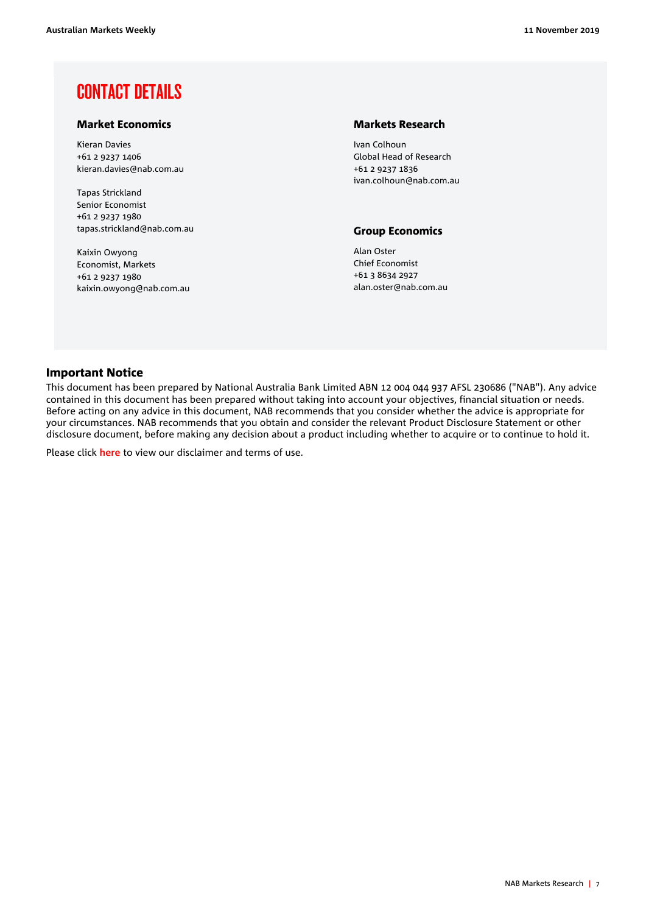# CONTACT DETAILS

## Market Economics

Kieran Davies
+61 2 9237 1406
kieran.davies@nab.com.au

Tapas Strickland
Senior Economist
+61 2 9237 1980
tapas.strickland@nab.com.au

Kaixin Owyong
Economist, Markets
+61 2 9237 1980
kaixin.owyong@nab.com.au

## Markets Research

Ivan Colhoun
Global Head of Research
+61 2 9237 1836
ivan.colhoun@nab.com.au

## Group Economics

Alan Oster
Chief Economist
+61 3 8634 2927
alan.oster@nab.com.au

## Important Notice

This document has been prepared by National Australia Bank Limited ABN 12 004 044 937 AFSL 230686 ("NAB"). Any advice contained in this document has been prepared without taking into account your objectives, financial situation or needs. Before acting on any advice in this document, NAB recommends that you consider whether the advice is appropriate for your circumstances. NAB recommends that you obtain and consider the relevant Product Disclosure Statement or other disclosure document, before making any decision about a product including whether to acquire or to continue to hold it.

Please click **here** to view our disclaimer and terms of use.